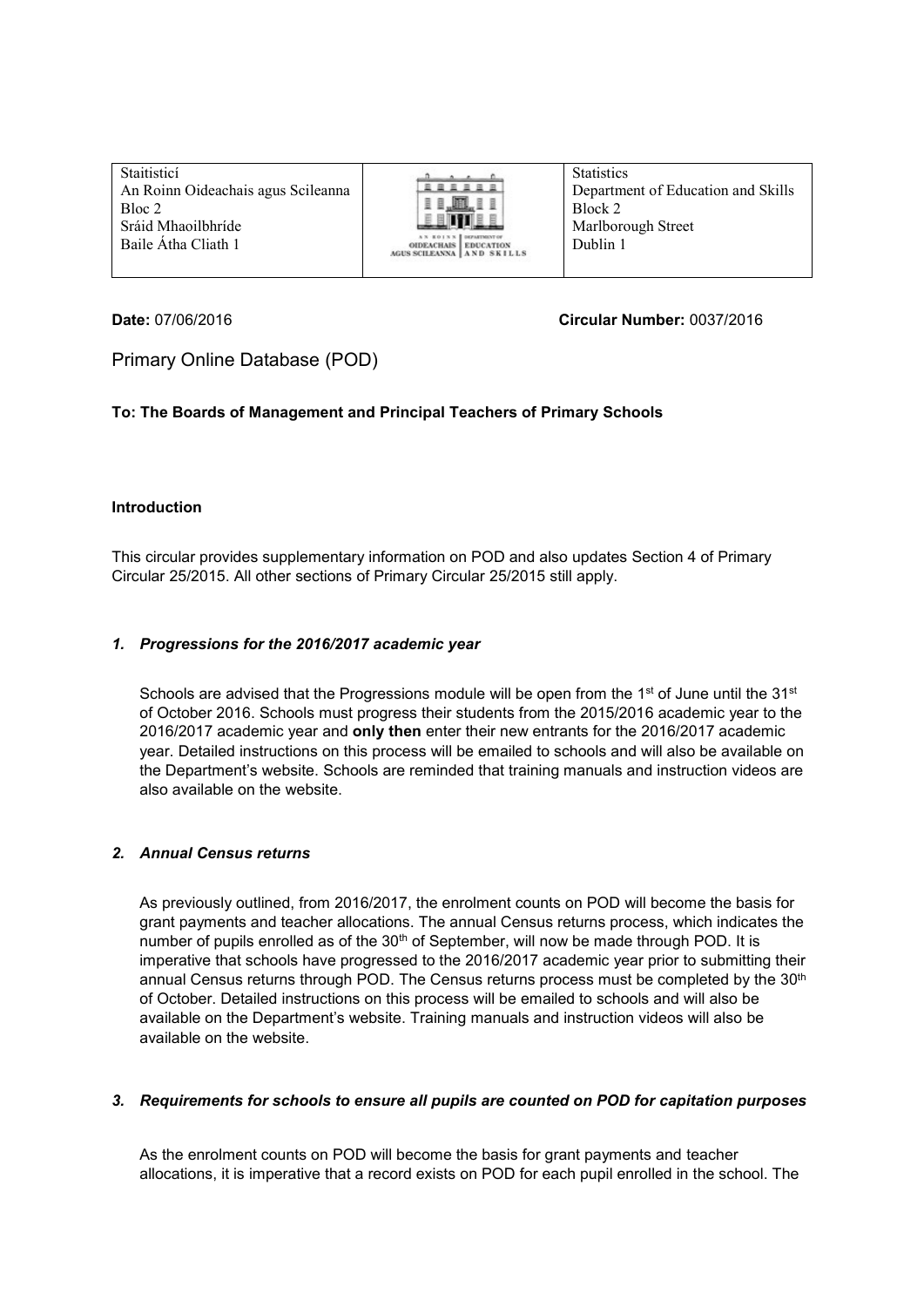| Staitisticí<br>An Roinn Oideachais agus Scileanna<br>Bloc 2<br>Sráid Mhaoilbhríde<br>Baile Átha Cliath 1 | AN ROINN OIDEACHAIS AGUS SCILEANNA \| DEPARTMENT OF EDUCATION AND SKILLS | Statistics<br>Department of Education and Skills<br>Block 2<br>Marlborough Street<br>Dublin 1 |
|---|---|---|

**Date:** 07/06/2016 **Circular Number:** 0037/2016

# Primary Online Database (POD)

**To: The Boards of Management and Principal Teachers of Primary Schools**

**Introduction**

This circular provides supplementary information on POD and also updates Section 4 of Primary Circular 25/2015. All other sections of Primary Circular 25/2015 still apply.

## *1. Progressions for the 2016/2017 academic year*

Schools are advised that the Progressions module will be open from the 1st of June until the 31st of October 2016. Schools must progress their students from the 2015/2016 academic year to the 2016/2017 academic year and **only then** enter their new entrants for the 2016/2017 academic year. Detailed instructions on this process will be emailed to schools and will also be available on the Department's website. Schools are reminded that training manuals and instruction videos are also available on the website.

## *2. Annual Census returns*

As previously outlined, from 2016/2017, the enrolment counts on POD will become the basis for grant payments and teacher allocations. The annual Census returns process, which indicates the number of pupils enrolled as of the 30th of September, will now be made through POD. It is imperative that schools have progressed to the 2016/2017 academic year prior to submitting their annual Census returns through POD. The Census returns process must be completed by the 30th of October. Detailed instructions on this process will be emailed to schools and will also be available on the Department's website. Training manuals and instruction videos will also be available on the website.

## *3. Requirements for schools to ensure all pupils are counted on POD for capitation purposes*

As the enrolment counts on POD will become the basis for grant payments and teacher allocations, it is imperative that a record exists on POD for each pupil enrolled in the school. The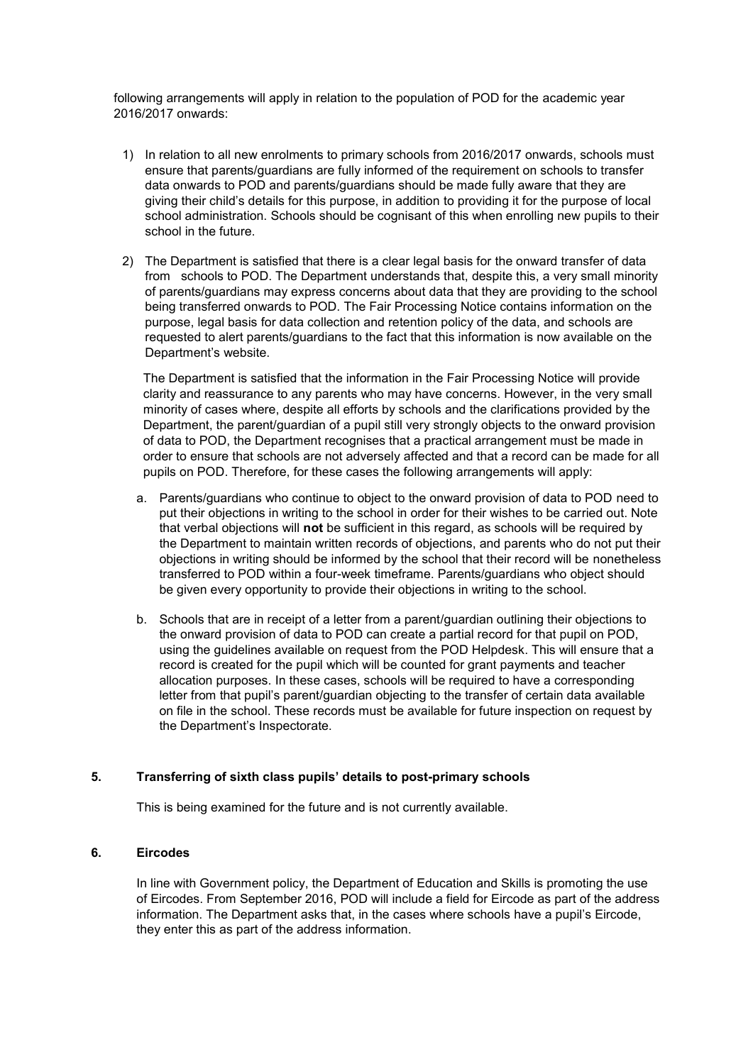following arrangements will apply in relation to the population of POD for the academic year 2016/2017 onwards:

1) In relation to all new enrolments to primary schools from 2016/2017 onwards, schools must ensure that parents/guardians are fully informed of the requirement on schools to transfer data onwards to POD and parents/guardians should be made fully aware that they are giving their child's details for this purpose, in addition to providing it for the purpose of local school administration. Schools should be cognisant of this when enrolling new pupils to their school in the future.

2) The Department is satisfied that there is a clear legal basis for the onward transfer of data from schools to POD. The Department understands that, despite this, a very small minority of parents/guardians may express concerns about data that they are providing to the school being transferred onwards to POD. The Fair Processing Notice contains information on the purpose, legal basis for data collection and retention policy of the data, and schools are requested to alert parents/guardians to the fact that this information is now available on the Department's website.

   The Department is satisfied that the information in the Fair Processing Notice will provide clarity and reassurance to any parents who may have concerns. However, in the very small minority of cases where, despite all efforts by schools and the clarifications provided by the Department, the parent/guardian of a pupil still very strongly objects to the onward provision of data to POD, the Department recognises that a practical arrangement must be made in order to ensure that schools are not adversely affected and that a record can be made for all pupils on POD. Therefore, for these cases the following arrangements will apply:

   a. Parents/guardians who continue to object to the onward provision of data to POD need to put their objections in writing to the school in order for their wishes to be carried out. Note that verbal objections will **not** be sufficient in this regard, as schools will be required by the Department to maintain written records of objections, and parents who do not put their objections in writing should be informed by the school that their record will be nonetheless transferred to POD within a four-week timeframe. Parents/guardians who object should be given every opportunity to provide their objections in writing to the school.

   b. Schools that are in receipt of a letter from a parent/guardian outlining their objections to the onward provision of data to POD can create a partial record for that pupil on POD, using the guidelines available on request from the POD Helpdesk. This will ensure that a record is created for the pupil which will be counted for grant payments and teacher allocation purposes. In these cases, schools will be required to have a corresponding letter from that pupil's parent/guardian objecting to the transfer of certain data available on file in the school. These records must be available for future inspection on request by the Department's Inspectorate.

## 5. Transferring of sixth class pupils' details to post-primary schools

This is being examined for the future and is not currently available.

## 6. Eircodes

In line with Government policy, the Department of Education and Skills is promoting the use of Eircodes. From September 2016, POD will include a field for Eircode as part of the address information. The Department asks that, in the cases where schools have a pupil's Eircode, they enter this as part of the address information.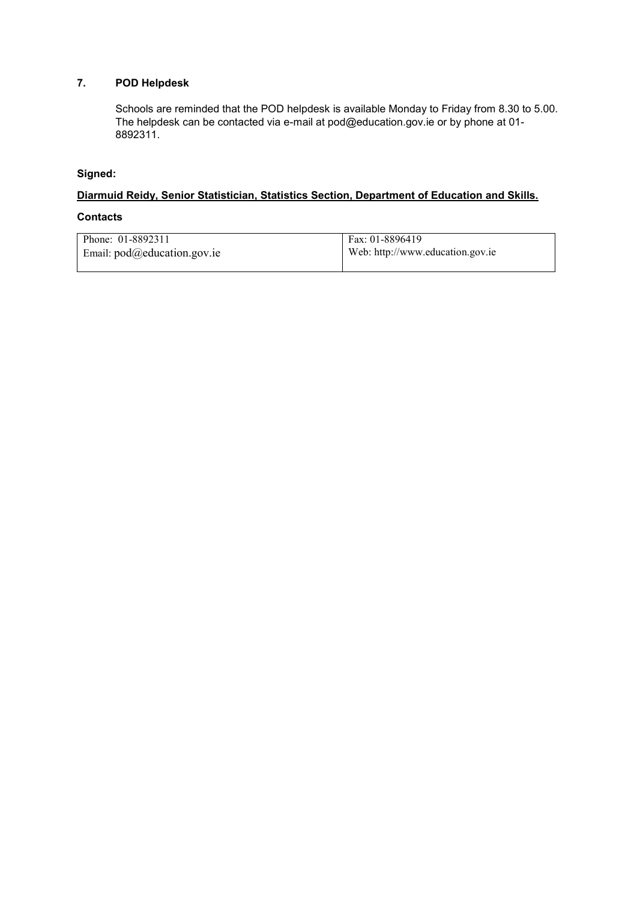## 7. POD Helpdesk

Schools are reminded that the POD helpdesk is available Monday to Friday from 8.30 to 5.00. The helpdesk can be contacted via e-mail at pod@education.gov.ie or by phone at 01-8892311.

**Signed:**

**Diarmuid Reidy, Senior Statistician, Statistics Section, Department of Education and Skills.**

**Contacts**

| | |
|---|---|
| Phone: 01-8892311<br>Email: pod@education.gov.ie | Fax: 01-8896419<br>Web: http://www.education.gov.ie |